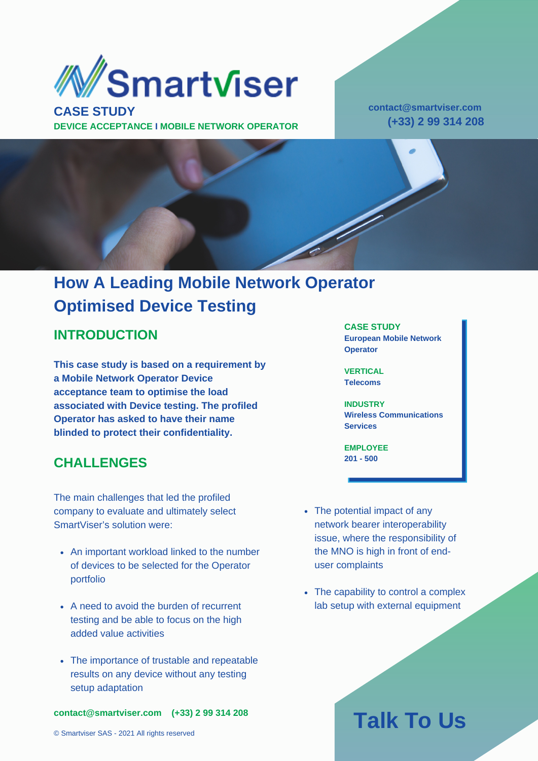Smartviser

**CASE STUDY**

**DEVICE ACCEPTANCE I MOBILE NETWORK OPERATOR**

**contact@smartviser.com**
**(+33) 2 99 314 208**

# How A Leading Mobile Network Operator Optimised Device Testing

**CASE STUDY**
**European Mobile Network Operator**

**VERTICAL**
**Telecoms**

**INDUSTRY**
**Wireless Communications Services**

**EMPLOYEE**
**201 - 500**

## INTRODUCTION

**This case study is based on a requirement by a Mobile Network Operator Device acceptance team to optimise the load associated with Device testing. The profiled Operator has asked to have their name blinded to protect their confidentiality.**

## CHALLENGES

The main challenges that led the profiled company to evaluate and ultimately select SmartViser's solution were:

- An important workload linked to the number of devices to be selected for the Operator portfolio
- A need to avoid the burden of recurrent testing and be able to focus on the high added value activities
- The importance of trustable and repeatable results on any device without any testing setup adaptation
- The potential impact of any network bearer interoperability issue, where the responsibility of the MNO is high in front of end-user complaints
- The capability to control a complex lab setup with external equipment

**contact@smartviser.com** **(+33) 2 99 314 208**

© Smartviser SAS - 2021 All rights reserved

# Talk To Us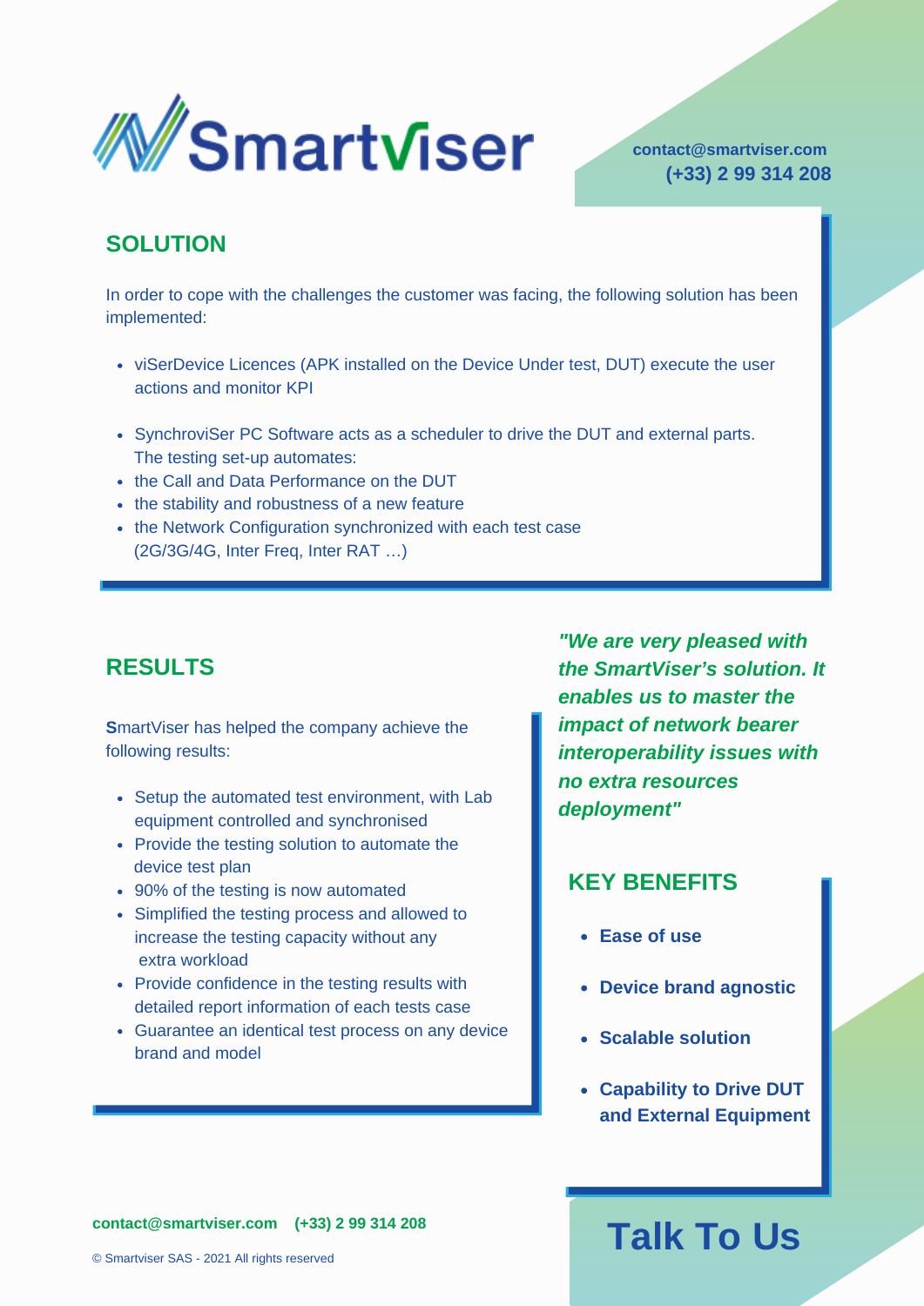Smartviser

**contact@smartviser.com**
**(+33) 2 99 314 208**

## SOLUTION

In order to cope with the challenges the customer was facing, the following solution has been implemented:

- viSerDevice Licences (APK installed on the Device Under test, DUT) execute the user actions and monitor KPI
- SynchroviSer PC Software acts as a scheduler to drive the DUT and external parts. The testing set-up automates:
- the Call and Data Performance on the DUT
- the stability and robustness of a new feature
- the Network Configuration synchronized with each test case (2G/3G/4G, Inter Freq, Inter RAT …)

## RESULTS

**S**martViser has helped the company achieve the following results:

- Setup the automated test environment, with Lab equipment controlled and synchronised
- Provide the testing solution to automate the device test plan
- 90% of the testing is now automated
- Simplified the testing process and allowed to increase the testing capacity without any extra workload
- Provide confidence in the testing results with detailed report information of each tests case
- Guarantee an identical test process on any device brand and model

***"We are very pleased with the SmartViser's solution. It enables us to master the impact of network bearer interoperability issues with no extra resources deployment"***

## KEY BENEFITS

- **Ease of use**
- **Device brand agnostic**
- **Scalable solution**
- **Capability to Drive DUT and External Equipment**

**contact@smartviser.com** **(+33) 2 99 314 208**

# Talk To Us

© Smartviser SAS - 2021 All rights reserved